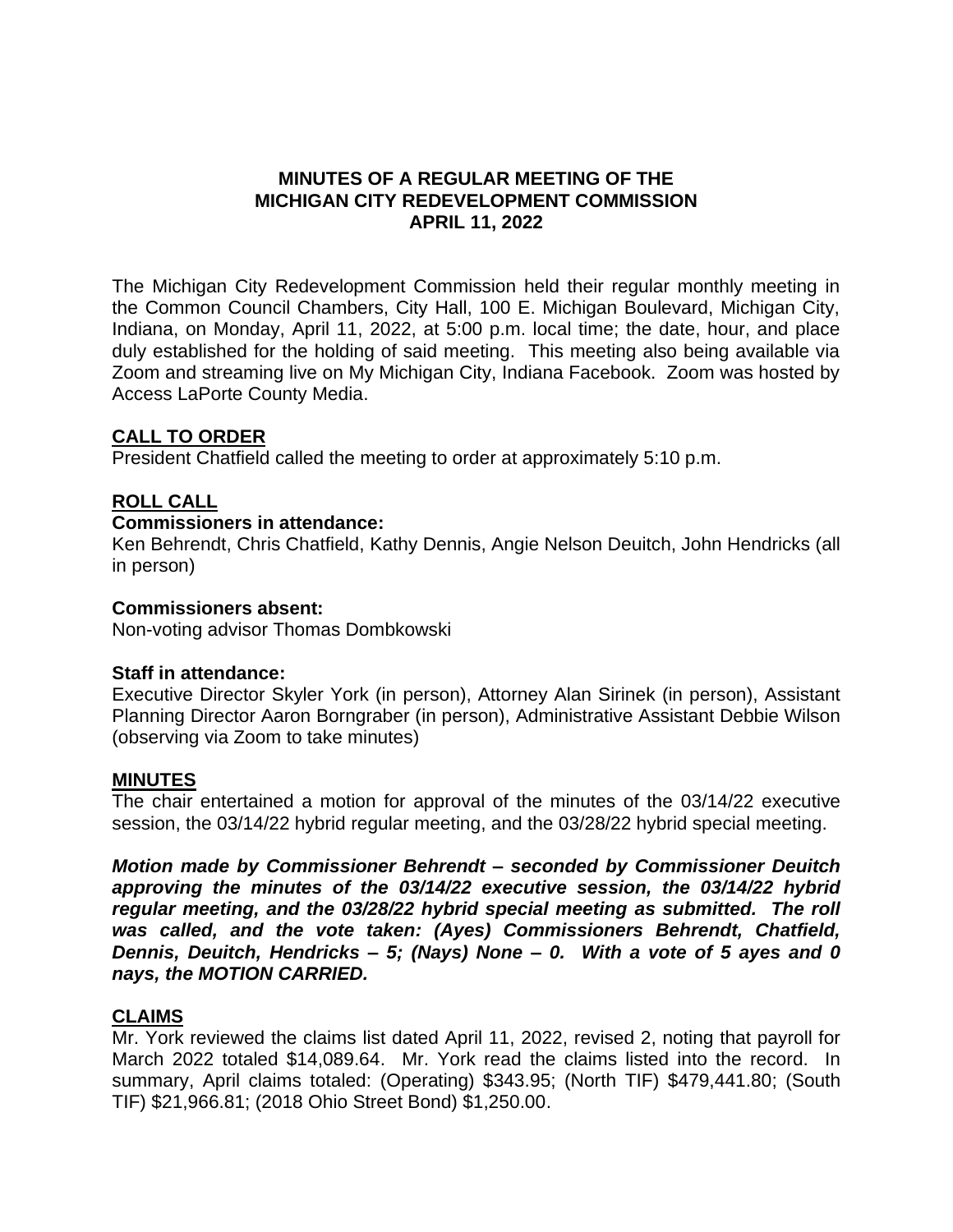# MINUTES OF A REGULAR MEETING OF THE MICHIGAN CITY REDEVELOPMENT COMMISSION APRIL 11, 2022

The Michigan City Redevelopment Commission held their regular monthly meeting in the Common Council Chambers, City Hall, 100 E. Michigan Boulevard, Michigan City, Indiana, on Monday, April 11, 2022, at 5:00 p.m. local time; the date, hour, and place duly established for the holding of said meeting. This meeting also being available via Zoom and streaming live on My Michigan City, Indiana Facebook. Zoom was hosted by Access LaPorte County Media.

## CALL TO ORDER

President Chatfield called the meeting to order at approximately 5:10 p.m.

## ROLL CALL

**Commissioners in attendance:**
Ken Behrendt, Chris Chatfield, Kathy Dennis, Angie Nelson Deuitch, John Hendricks (all in person)

**Commissioners absent:**
Non-voting advisor Thomas Dombkowski

**Staff in attendance:**
Executive Director Skyler York (in person), Attorney Alan Sirinek (in person), Assistant Planning Director Aaron Borngraber (in person), Administrative Assistant Debbie Wilson (observing via Zoom to take minutes)

## MINUTES

The chair entertained a motion for approval of the minutes of the 03/14/22 executive session, the 03/14/22 hybrid regular meeting, and the 03/28/22 hybrid special meeting.

***Motion made by Commissioner Behrendt – seconded by Commissioner Deuitch approving the minutes of the 03/14/22 executive session, the 03/14/22 hybrid regular meeting, and the 03/28/22 hybrid special meeting as submitted. The roll was called, and the vote taken: (Ayes) Commissioners Behrendt, Chatfield, Dennis, Deuitch, Hendricks – 5; (Nays) None – 0. With a vote of 5 ayes and 0 nays, the MOTION CARRIED.***

## CLAIMS

Mr. York reviewed the claims list dated April 11, 2022, revised 2, noting that payroll for March 2022 totaled $14,089.64. Mr. York read the claims listed into the record. In summary, April claims totaled: (Operating) $343.95; (North TIF) $479,441.80; (South TIF) $21,966.81; (2018 Ohio Street Bond) $1,250.00.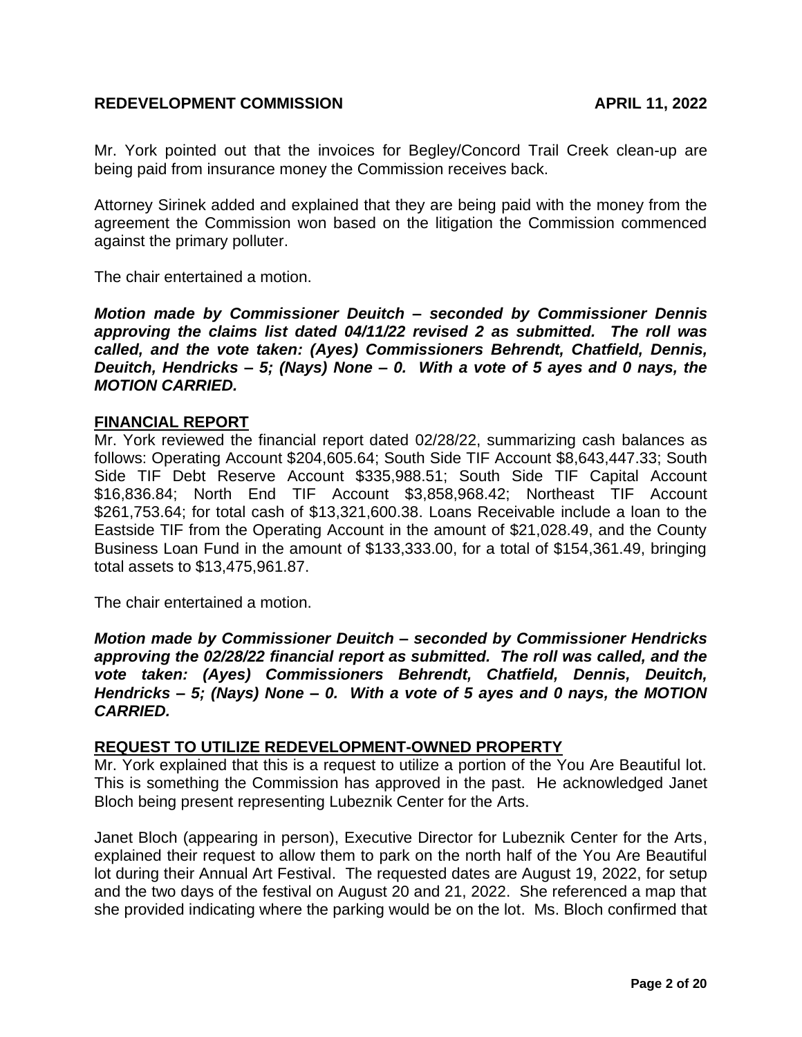Mr. York pointed out that the invoices for Begley/Concord Trail Creek clean-up are being paid from insurance money the Commission receives back.

Attorney Sirinek added and explained that they are being paid with the money from the agreement the Commission won based on the litigation the Commission commenced against the primary polluter.

The chair entertained a motion.

***Motion made by Commissioner Deuitch – seconded by Commissioner Dennis approving the claims list dated 04/11/22 revised 2 as submitted. The roll was called, and the vote taken: (Ayes) Commissioners Behrendt, Chatfield, Dennis, Deuitch, Hendricks – 5; (Nays) None – 0. With a vote of 5 ayes and 0 nays, the MOTION CARRIED.***

## FINANCIAL REPORT

Mr. York reviewed the financial report dated 02/28/22, summarizing cash balances as follows: Operating Account $204,605.64; South Side TIF Account $8,643,447.33; South Side TIF Debt Reserve Account $335,988.51; South Side TIF Capital Account $16,836.84; North End TIF Account $3,858,968.42; Northeast TIF Account $261,753.64; for total cash of $13,321,600.38. Loans Receivable include a loan to the Eastside TIF from the Operating Account in the amount of $21,028.49, and the County Business Loan Fund in the amount of $133,333.00, for a total of $154,361.49, bringing total assets to $13,475,961.87.

The chair entertained a motion.

***Motion made by Commissioner Deuitch – seconded by Commissioner Hendricks approving the 02/28/22 financial report as submitted. The roll was called, and the vote taken: (Ayes) Commissioners Behrendt, Chatfield, Dennis, Deuitch, Hendricks – 5; (Nays) None – 0. With a vote of 5 ayes and 0 nays, the MOTION CARRIED.***

## REQUEST TO UTILIZE REDEVELOPMENT-OWNED PROPERTY

Mr. York explained that this is a request to utilize a portion of the You Are Beautiful lot. This is something the Commission has approved in the past. He acknowledged Janet Bloch being present representing Lubeznik Center for the Arts.

Janet Bloch (appearing in person), Executive Director for Lubeznik Center for the Arts, explained their request to allow them to park on the north half of the You Are Beautiful lot during their Annual Art Festival. The requested dates are August 19, 2022, for setup and the two days of the festival on August 20 and 21, 2022. She referenced a map that she provided indicating where the parking would be on the lot. Ms. Bloch confirmed that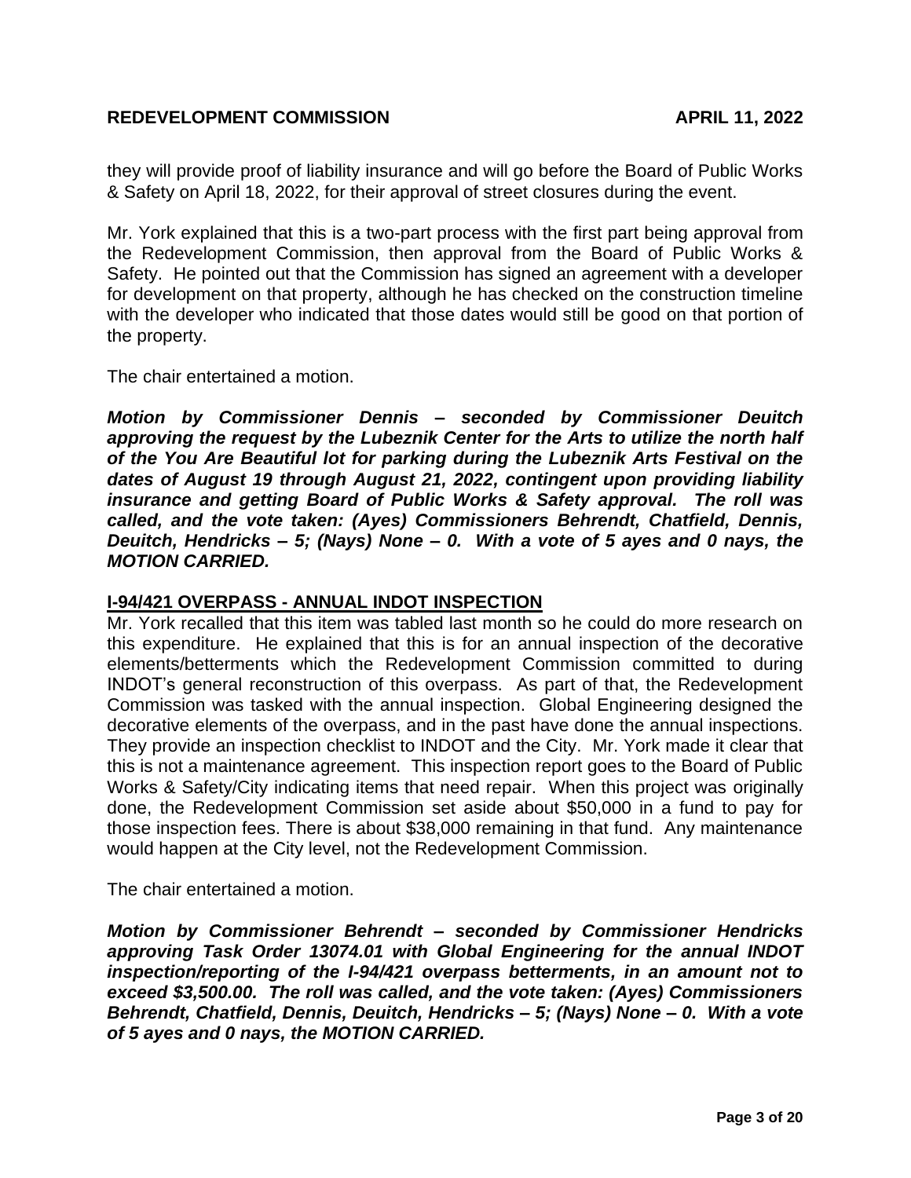they will provide proof of liability insurance and will go before the Board of Public Works & Safety on April 18, 2022, for their approval of street closures during the event.

Mr. York explained that this is a two-part process with the first part being approval from the Redevelopment Commission, then approval from the Board of Public Works & Safety. He pointed out that the Commission has signed an agreement with a developer for development on that property, although he has checked on the construction timeline with the developer who indicated that those dates would still be good on that portion of the property.

The chair entertained a motion.

***Motion by Commissioner Dennis – seconded by Commissioner Deuitch approving the request by the Lubeznik Center for the Arts to utilize the north half of the You Are Beautiful lot for parking during the Lubeznik Arts Festival on the dates of August 19 through August 21, 2022, contingent upon providing liability insurance and getting Board of Public Works & Safety approval. The roll was called, and the vote taken: (Ayes) Commissioners Behrendt, Chatfield, Dennis, Deuitch, Hendricks – 5; (Nays) None – 0. With a vote of 5 ayes and 0 nays, the MOTION CARRIED.***

**I-94/421 OVERPASS - ANNUAL INDOT INSPECTION**

Mr. York recalled that this item was tabled last month so he could do more research on this expenditure. He explained that this is for an annual inspection of the decorative elements/betterments which the Redevelopment Commission committed to during INDOT's general reconstruction of this overpass. As part of that, the Redevelopment Commission was tasked with the annual inspection. Global Engineering designed the decorative elements of the overpass, and in the past have done the annual inspections. They provide an inspection checklist to INDOT and the City. Mr. York made it clear that this is not a maintenance agreement. This inspection report goes to the Board of Public Works & Safety/City indicating items that need repair. When this project was originally done, the Redevelopment Commission set aside about $50,000 in a fund to pay for those inspection fees. There is about $38,000 remaining in that fund. Any maintenance would happen at the City level, not the Redevelopment Commission.

The chair entertained a motion.

***Motion by Commissioner Behrendt – seconded by Commissioner Hendricks approving Task Order 13074.01 with Global Engineering for the annual INDOT inspection/reporting of the I-94/421 overpass betterments, in an amount not to exceed $3,500.00. The roll was called, and the vote taken: (Ayes) Commissioners Behrendt, Chatfield, Dennis, Deuitch, Hendricks – 5; (Nays) None – 0. With a vote of 5 ayes and 0 nays, the MOTION CARRIED.***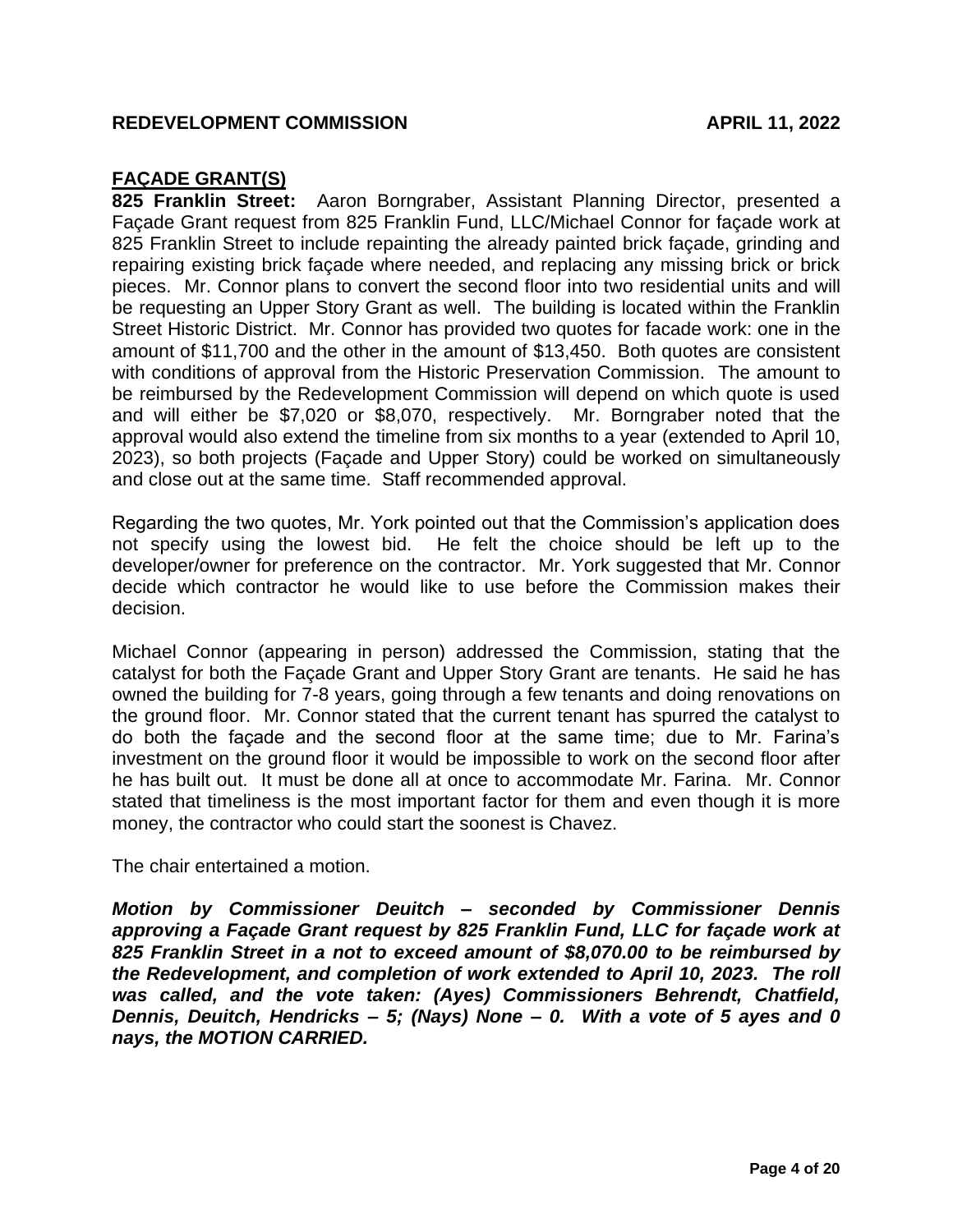## FAÇADE GRANT(S)

**825 Franklin Street:** Aaron Borngraber, Assistant Planning Director, presented a Façade Grant request from 825 Franklin Fund, LLC/Michael Connor for façade work at 825 Franklin Street to include repainting the already painted brick façade, grinding and repairing existing brick façade where needed, and replacing any missing brick or brick pieces. Mr. Connor plans to convert the second floor into two residential units and will be requesting an Upper Story Grant as well. The building is located within the Franklin Street Historic District. Mr. Connor has provided two quotes for facade work: one in the amount of $11,700 and the other in the amount of $13,450. Both quotes are consistent with conditions of approval from the Historic Preservation Commission. The amount to be reimbursed by the Redevelopment Commission will depend on which quote is used and will either be $7,020 or $8,070, respectively. Mr. Borngraber noted that the approval would also extend the timeline from six months to a year (extended to April 10, 2023), so both projects (Façade and Upper Story) could be worked on simultaneously and close out at the same time. Staff recommended approval.

Regarding the two quotes, Mr. York pointed out that the Commission's application does not specify using the lowest bid. He felt the choice should be left up to the developer/owner for preference on the contractor. Mr. York suggested that Mr. Connor decide which contractor he would like to use before the Commission makes their decision.

Michael Connor (appearing in person) addressed the Commission, stating that the catalyst for both the Façade Grant and Upper Story Grant are tenants. He said he has owned the building for 7-8 years, going through a few tenants and doing renovations on the ground floor. Mr. Connor stated that the current tenant has spurred the catalyst to do both the façade and the second floor at the same time; due to Mr. Farina's investment on the ground floor it would be impossible to work on the second floor after he has built out. It must be done all at once to accommodate Mr. Farina. Mr. Connor stated that timeliness is the most important factor for them and even though it is more money, the contractor who could start the soonest is Chavez.

The chair entertained a motion.

***Motion by Commissioner Deuitch – seconded by Commissioner Dennis approving a Façade Grant request by 825 Franklin Fund, LLC for façade work at 825 Franklin Street in a not to exceed amount of $8,070.00 to be reimbursed by the Redevelopment, and completion of work extended to April 10, 2023. The roll was called, and the vote taken: (Ayes) Commissioners Behrendt, Chatfield, Dennis, Deuitch, Hendricks – 5; (Nays) None – 0. With a vote of 5 ayes and 0 nays, the MOTION CARRIED.***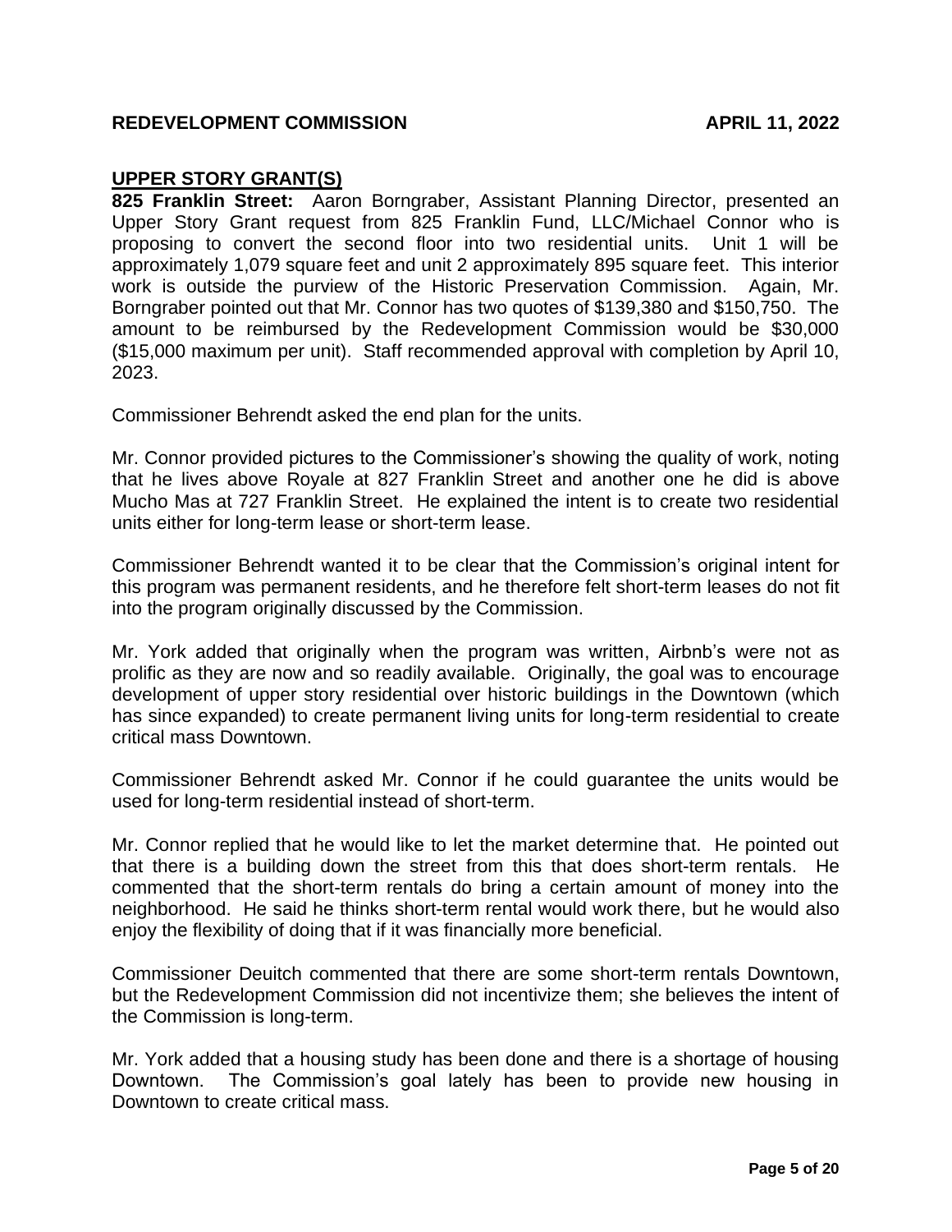## UPPER STORY GRANT(S)

**825 Franklin Street:** Aaron Borngraber, Assistant Planning Director, presented an Upper Story Grant request from 825 Franklin Fund, LLC/Michael Connor who is proposing to convert the second floor into two residential units. Unit 1 will be approximately 1,079 square feet and unit 2 approximately 895 square feet. This interior work is outside the purview of the Historic Preservation Commission. Again, Mr. Borngraber pointed out that Mr. Connor has two quotes of $139,380 and $150,750. The amount to be reimbursed by the Redevelopment Commission would be $30,000 ($15,000 maximum per unit). Staff recommended approval with completion by April 10, 2023.

Commissioner Behrendt asked the end plan for the units.

Mr. Connor provided pictures to the Commissioner's showing the quality of work, noting that he lives above Royale at 827 Franklin Street and another one he did is above Mucho Mas at 727 Franklin Street. He explained the intent is to create two residential units either for long-term lease or short-term lease.

Commissioner Behrendt wanted it to be clear that the Commission's original intent for this program was permanent residents, and he therefore felt short-term leases do not fit into the program originally discussed by the Commission.

Mr. York added that originally when the program was written, Airbnb's were not as prolific as they are now and so readily available. Originally, the goal was to encourage development of upper story residential over historic buildings in the Downtown (which has since expanded) to create permanent living units for long-term residential to create critical mass Downtown.

Commissioner Behrendt asked Mr. Connor if he could guarantee the units would be used for long-term residential instead of short-term.

Mr. Connor replied that he would like to let the market determine that. He pointed out that there is a building down the street from this that does short-term rentals. He commented that the short-term rentals do bring a certain amount of money into the neighborhood. He said he thinks short-term rental would work there, but he would also enjoy the flexibility of doing that if it was financially more beneficial.

Commissioner Deuitch commented that there are some short-term rentals Downtown, but the Redevelopment Commission did not incentivize them; she believes the intent of the Commission is long-term.

Mr. York added that a housing study has been done and there is a shortage of housing Downtown. The Commission's goal lately has been to provide new housing in Downtown to create critical mass.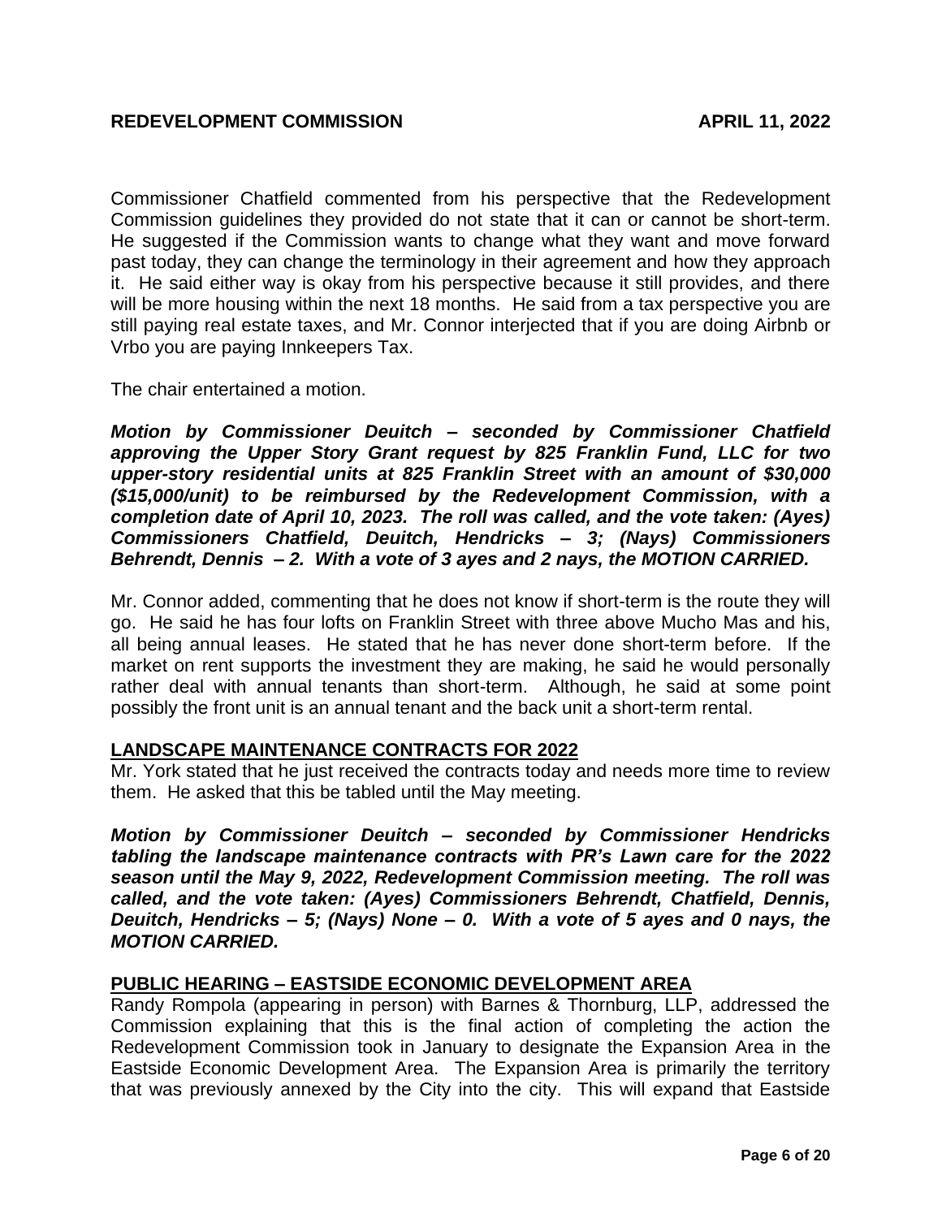Commissioner Chatfield commented from his perspective that the Redevelopment Commission guidelines they provided do not state that it can or cannot be short-term. He suggested if the Commission wants to change what they want and move forward past today, they can change the terminology in their agreement and how they approach it. He said either way is okay from his perspective because it still provides, and there will be more housing within the next 18 months. He said from a tax perspective you are still paying real estate taxes, and Mr. Connor interjected that if you are doing Airbnb or Vrbo you are paying Innkeepers Tax.

The chair entertained a motion.

***Motion by Commissioner Deuitch – seconded by Commissioner Chatfield approving the Upper Story Grant request by 825 Franklin Fund, LLC for two upper-story residential units at 825 Franklin Street with an amount of $30,000 ($15,000/unit) to be reimbursed by the Redevelopment Commission, with a completion date of April 10, 2023. The roll was called, and the vote taken: (Ayes) Commissioners Chatfield, Deuitch, Hendricks – 3; (Nays) Commissioners Behrendt, Dennis – 2. With a vote of 3 ayes and 2 nays, the MOTION CARRIED.***

Mr. Connor added, commenting that he does not know if short-term is the route they will go. He said he has four lofts on Franklin Street with three above Mucho Mas and his, all being annual leases. He stated that he has never done short-term before. If the market on rent supports the investment they are making, he said he would personally rather deal with annual tenants than short-term. Although, he said at some point possibly the front unit is an annual tenant and the back unit a short-term rental.

## LANDSCAPE MAINTENANCE CONTRACTS FOR 2022

Mr. York stated that he just received the contracts today and needs more time to review them. He asked that this be tabled until the May meeting.

***Motion by Commissioner Deuitch – seconded by Commissioner Hendricks tabling the landscape maintenance contracts with PR's Lawn care for the 2022 season until the May 9, 2022, Redevelopment Commission meeting. The roll was called, and the vote taken: (Ayes) Commissioners Behrendt, Chatfield, Dennis, Deuitch, Hendricks – 5; (Nays) None – 0. With a vote of 5 ayes and 0 nays, the MOTION CARRIED.***

## PUBLIC HEARING – EASTSIDE ECONOMIC DEVELOPMENT AREA

Randy Rompola (appearing in person) with Barnes & Thornburg, LLP, addressed the Commission explaining that this is the final action of completing the action the Redevelopment Commission took in January to designate the Expansion Area in the Eastside Economic Development Area. The Expansion Area is primarily the territory that was previously annexed by the City into the city. This will expand that Eastside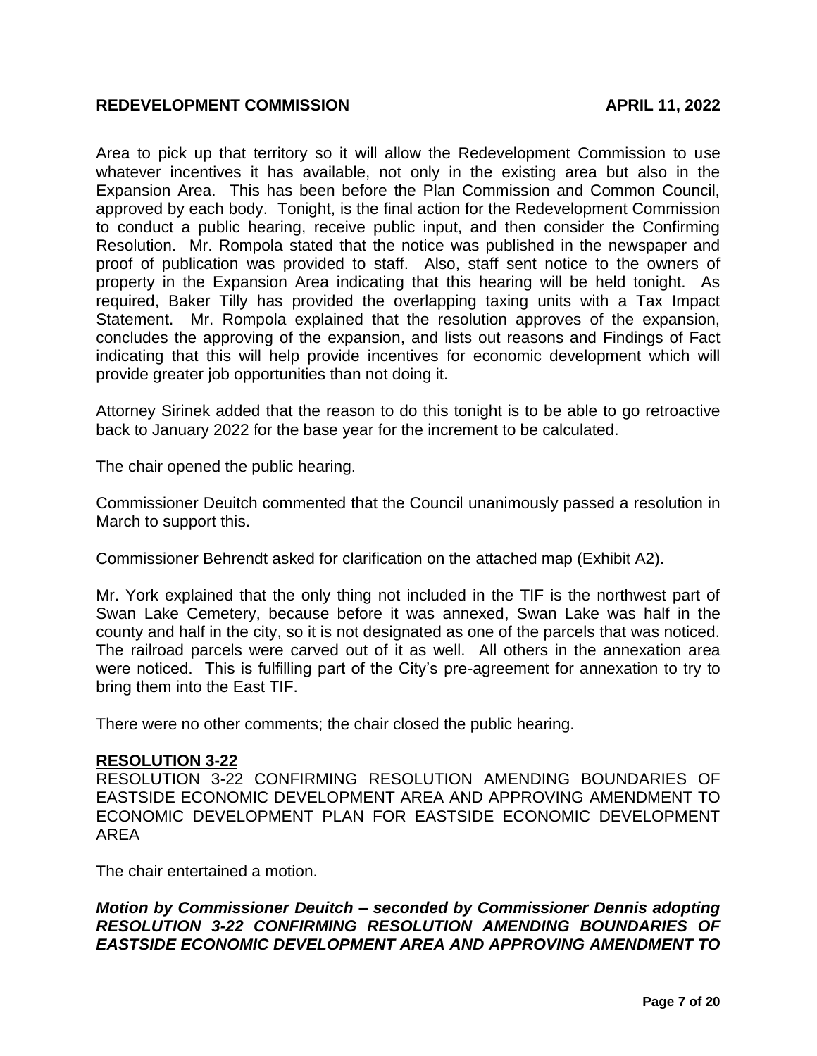Area to pick up that territory so it will allow the Redevelopment Commission to use whatever incentives it has available, not only in the existing area but also in the Expansion Area. This has been before the Plan Commission and Common Council, approved by each body. Tonight, is the final action for the Redevelopment Commission to conduct a public hearing, receive public input, and then consider the Confirming Resolution. Mr. Rompola stated that the notice was published in the newspaper and proof of publication was provided to staff. Also, staff sent notice to the owners of property in the Expansion Area indicating that this hearing will be held tonight. As required, Baker Tilly has provided the overlapping taxing units with a Tax Impact Statement. Mr. Rompola explained that the resolution approves of the expansion, concludes the approving of the expansion, and lists out reasons and Findings of Fact indicating that this will help provide incentives for economic development which will provide greater job opportunities than not doing it.

Attorney Sirinek added that the reason to do this tonight is to be able to go retroactive back to January 2022 for the base year for the increment to be calculated.

The chair opened the public hearing.

Commissioner Deuitch commented that the Council unanimously passed a resolution in March to support this.

Commissioner Behrendt asked for clarification on the attached map (Exhibit A2).

Mr. York explained that the only thing not included in the TIF is the northwest part of Swan Lake Cemetery, because before it was annexed, Swan Lake was half in the county and half in the city, so it is not designated as one of the parcels that was noticed. The railroad parcels were carved out of it as well. All others in the annexation area were noticed. This is fulfilling part of the City's pre-agreement for annexation to try to bring them into the East TIF.

There were no other comments; the chair closed the public hearing.

**RESOLUTION 3-22**

RESOLUTION 3-22 CONFIRMING RESOLUTION AMENDING BOUNDARIES OF EASTSIDE ECONOMIC DEVELOPMENT AREA AND APPROVING AMENDMENT TO ECONOMIC DEVELOPMENT PLAN FOR EASTSIDE ECONOMIC DEVELOPMENT AREA

The chair entertained a motion.

***Motion by Commissioner Deuitch – seconded by Commissioner Dennis adopting RESOLUTION 3-22 CONFIRMING RESOLUTION AMENDING BOUNDARIES OF EASTSIDE ECONOMIC DEVELOPMENT AREA AND APPROVING AMENDMENT TO***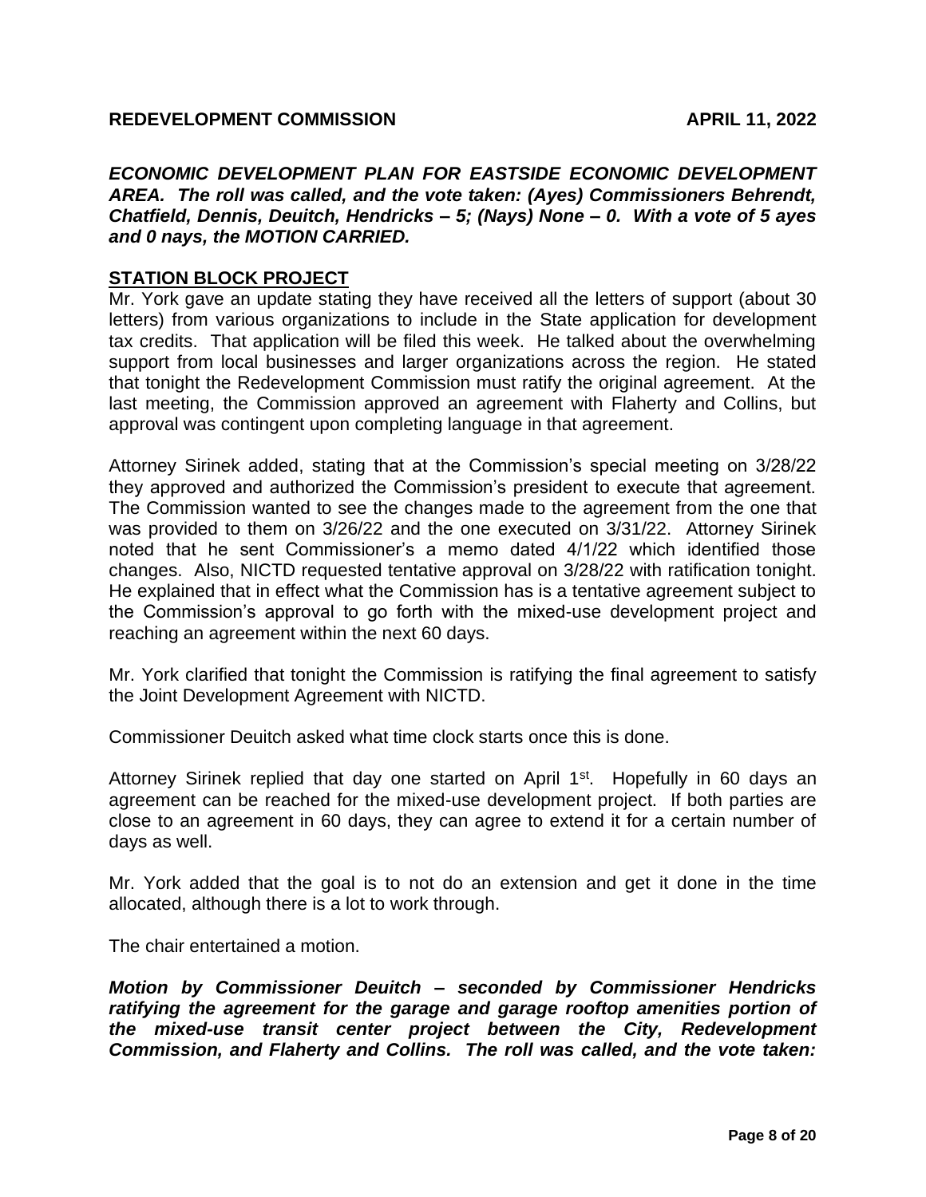***ECONOMIC DEVELOPMENT PLAN FOR EASTSIDE ECONOMIC DEVELOPMENT AREA. The roll was called, and the vote taken: (Ayes) Commissioners Behrendt, Chatfield, Dennis, Deuitch, Hendricks – 5; (Nays) None – 0. With a vote of 5 ayes and 0 nays, the MOTION CARRIED.***

**STATION BLOCK PROJECT**

Mr. York gave an update stating they have received all the letters of support (about 30 letters) from various organizations to include in the State application for development tax credits. That application will be filed this week. He talked about the overwhelming support from local businesses and larger organizations across the region. He stated that tonight the Redevelopment Commission must ratify the original agreement. At the last meeting, the Commission approved an agreement with Flaherty and Collins, but approval was contingent upon completing language in that agreement.

Attorney Sirinek added, stating that at the Commission's special meeting on 3/28/22 they approved and authorized the Commission's president to execute that agreement. The Commission wanted to see the changes made to the agreement from the one that was provided to them on 3/26/22 and the one executed on 3/31/22. Attorney Sirinek noted that he sent Commissioner's a memo dated 4/1/22 which identified those changes. Also, NICTD requested tentative approval on 3/28/22 with ratification tonight. He explained that in effect what the Commission has is a tentative agreement subject to the Commission's approval to go forth with the mixed-use development project and reaching an agreement within the next 60 days.

Mr. York clarified that tonight the Commission is ratifying the final agreement to satisfy the Joint Development Agreement with NICTD.

Commissioner Deuitch asked what time clock starts once this is done.

Attorney Sirinek replied that day one started on April 1st. Hopefully in 60 days an agreement can be reached for the mixed-use development project. If both parties are close to an agreement in 60 days, they can agree to extend it for a certain number of days as well.

Mr. York added that the goal is to not do an extension and get it done in the time allocated, although there is a lot to work through.

The chair entertained a motion.

***Motion by Commissioner Deuitch – seconded by Commissioner Hendricks ratifying the agreement for the garage and garage rooftop amenities portion of the mixed-use transit center project between the City, Redevelopment Commission, and Flaherty and Collins. The roll was called, and the vote taken:***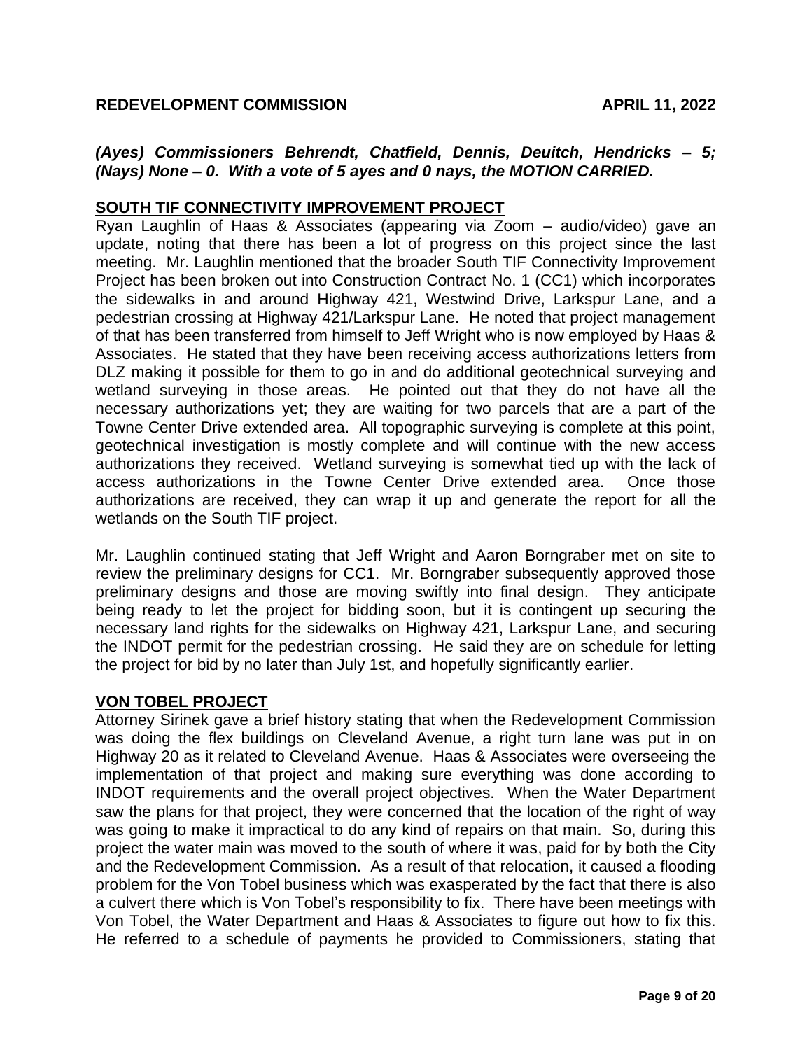*(Ayes) Commissioners Behrendt, Chatfield, Dennis, Deuitch, Hendricks – 5; (Nays) None – 0. With a vote of 5 ayes and 0 nays, the MOTION CARRIED.*

## SOUTH TIF CONNECTIVITY IMPROVEMENT PROJECT

Ryan Laughlin of Haas & Associates (appearing via Zoom – audio/video) gave an update, noting that there has been a lot of progress on this project since the last meeting. Mr. Laughlin mentioned that the broader South TIF Connectivity Improvement Project has been broken out into Construction Contract No. 1 (CC1) which incorporates the sidewalks in and around Highway 421, Westwind Drive, Larkspur Lane, and a pedestrian crossing at Highway 421/Larkspur Lane. He noted that project management of that has been transferred from himself to Jeff Wright who is now employed by Haas & Associates. He stated that they have been receiving access authorizations letters from DLZ making it possible for them to go in and do additional geotechnical surveying and wetland surveying in those areas. He pointed out that they do not have all the necessary authorizations yet; they are waiting for two parcels that are a part of the Towne Center Drive extended area. All topographic surveying is complete at this point, geotechnical investigation is mostly complete and will continue with the new access authorizations they received. Wetland surveying is somewhat tied up with the lack of access authorizations in the Towne Center Drive extended area. Once those authorizations are received, they can wrap it up and generate the report for all the wetlands on the South TIF project.

Mr. Laughlin continued stating that Jeff Wright and Aaron Borngraber met on site to review the preliminary designs for CC1. Mr. Borngraber subsequently approved those preliminary designs and those are moving swiftly into final design. They anticipate being ready to let the project for bidding soon, but it is contingent up securing the necessary land rights for the sidewalks on Highway 421, Larkspur Lane, and securing the INDOT permit for the pedestrian crossing. He said they are on schedule for letting the project for bid by no later than July 1st, and hopefully significantly earlier.

## VON TOBEL PROJECT

Attorney Sirinek gave a brief history stating that when the Redevelopment Commission was doing the flex buildings on Cleveland Avenue, a right turn lane was put in on Highway 20 as it related to Cleveland Avenue. Haas & Associates were overseeing the implementation of that project and making sure everything was done according to INDOT requirements and the overall project objectives. When the Water Department saw the plans for that project, they were concerned that the location of the right of way was going to make it impractical to do any kind of repairs on that main. So, during this project the water main was moved to the south of where it was, paid for by both the City and the Redevelopment Commission. As a result of that relocation, it caused a flooding problem for the Von Tobel business which was exasperated by the fact that there is also a culvert there which is Von Tobel's responsibility to fix. There have been meetings with Von Tobel, the Water Department and Haas & Associates to figure out how to fix this. He referred to a schedule of payments he provided to Commissioners, stating that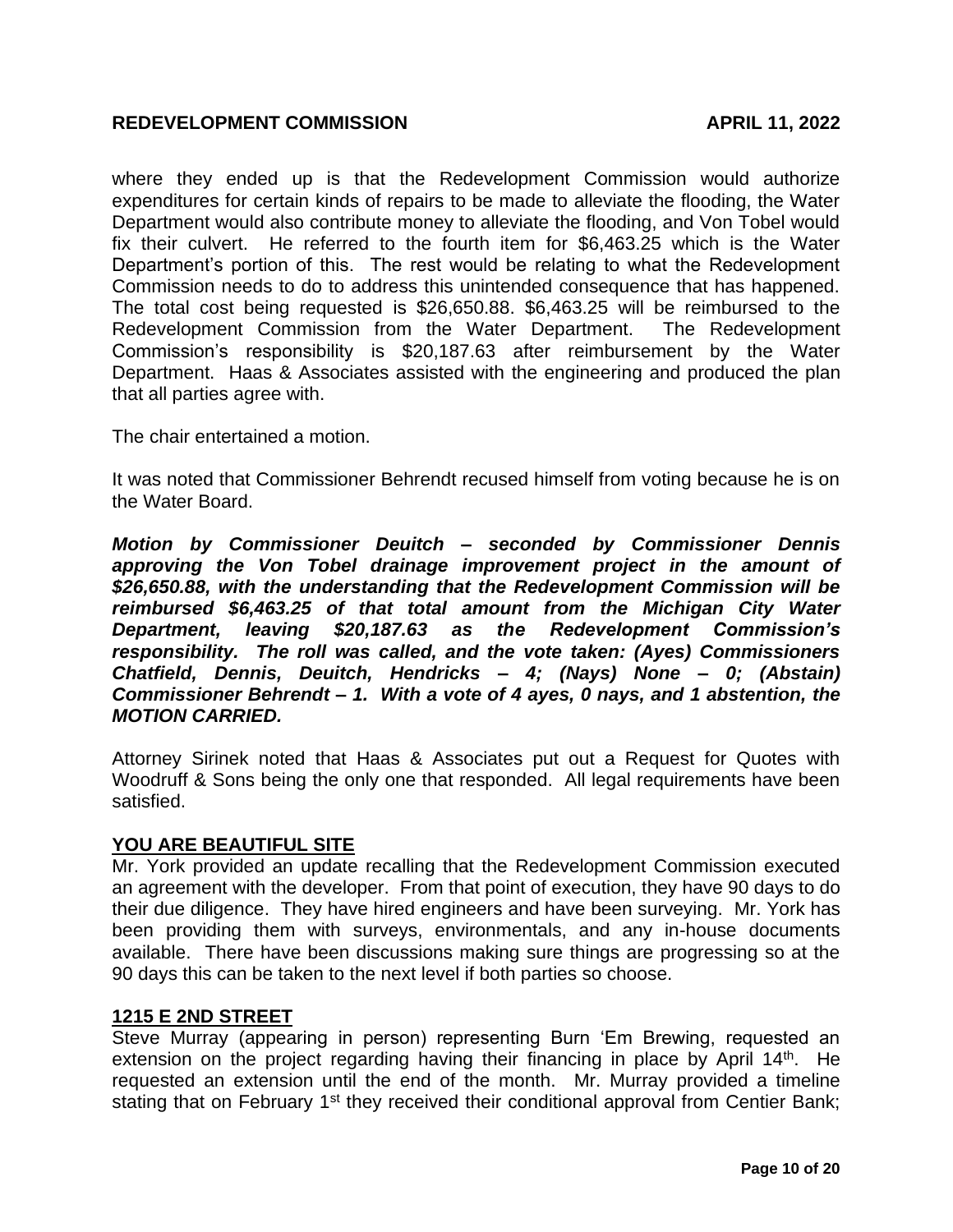where they ended up is that the Redevelopment Commission would authorize expenditures for certain kinds of repairs to be made to alleviate the flooding, the Water Department would also contribute money to alleviate the flooding, and Von Tobel would fix their culvert. He referred to the fourth item for $6,463.25 which is the Water Department's portion of this. The rest would be relating to what the Redevelopment Commission needs to do to address this unintended consequence that has happened. The total cost being requested is $26,650.88. $6,463.25 will be reimbursed to the Redevelopment Commission from the Water Department. The Redevelopment Commission's responsibility is $20,187.63 after reimbursement by the Water Department. Haas & Associates assisted with the engineering and produced the plan that all parties agree with.

The chair entertained a motion.

It was noted that Commissioner Behrendt recused himself from voting because he is on the Water Board.

***Motion by Commissioner Deuitch – seconded by Commissioner Dennis approving the Von Tobel drainage improvement project in the amount of $26,650.88, with the understanding that the Redevelopment Commission will be reimbursed $6,463.25 of that total amount from the Michigan City Water Department, leaving $20,187.63 as the Redevelopment Commission's responsibility. The roll was called, and the vote taken: (Ayes) Commissioners Chatfield, Dennis, Deuitch, Hendricks – 4; (Nays) None – 0; (Abstain) Commissioner Behrendt – 1. With a vote of 4 ayes, 0 nays, and 1 abstention, the MOTION CARRIED.***

Attorney Sirinek noted that Haas & Associates put out a Request for Quotes with Woodruff & Sons being the only one that responded. All legal requirements have been satisfied.

## YOU ARE BEAUTIFUL SITE

Mr. York provided an update recalling that the Redevelopment Commission executed an agreement with the developer. From that point of execution, they have 90 days to do their due diligence. They have hired engineers and have been surveying. Mr. York has been providing them with surveys, environmentals, and any in-house documents available. There have been discussions making sure things are progressing so at the 90 days this can be taken to the next level if both parties so choose.

## 1215 E 2ND STREET

Steve Murray (appearing in person) representing Burn 'Em Brewing, requested an extension on the project regarding having their financing in place by April 14th. He requested an extension until the end of the month. Mr. Murray provided a timeline stating that on February 1st they received their conditional approval from Centier Bank;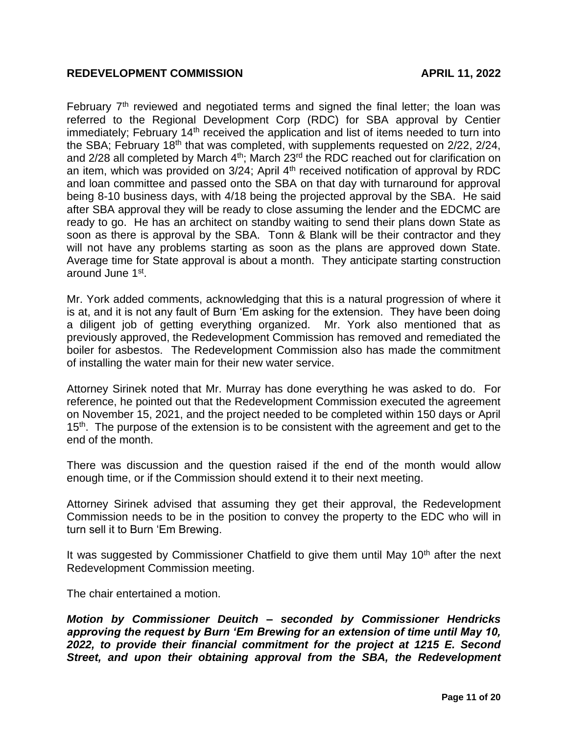February 7th reviewed and negotiated terms and signed the final letter; the loan was referred to the Regional Development Corp (RDC) for SBA approval by Centier immediately; February 14th received the application and list of items needed to turn into the SBA; February 18th that was completed, with supplements requested on 2/22, 2/24, and 2/28 all completed by March 4th; March 23rd the RDC reached out for clarification on an item, which was provided on 3/24; April 4th received notification of approval by RDC and loan committee and passed onto the SBA on that day with turnaround for approval being 8-10 business days, with 4/18 being the projected approval by the SBA. He said after SBA approval they will be ready to close assuming the lender and the EDCMC are ready to go. He has an architect on standby waiting to send their plans down State as soon as there is approval by the SBA. Tonn & Blank will be their contractor and they will not have any problems starting as soon as the plans are approved down State. Average time for State approval is about a month. They anticipate starting construction around June 1st.

Mr. York added comments, acknowledging that this is a natural progression of where it is at, and it is not any fault of Burn 'Em asking for the extension. They have been doing a diligent job of getting everything organized. Mr. York also mentioned that as previously approved, the Redevelopment Commission has removed and remediated the boiler for asbestos. The Redevelopment Commission also has made the commitment of installing the water main for their new water service.

Attorney Sirinek noted that Mr. Murray has done everything he was asked to do. For reference, he pointed out that the Redevelopment Commission executed the agreement on November 15, 2021, and the project needed to be completed within 150 days or April 15th. The purpose of the extension is to be consistent with the agreement and get to the end of the month.

There was discussion and the question raised if the end of the month would allow enough time, or if the Commission should extend it to their next meeting.

Attorney Sirinek advised that assuming they get their approval, the Redevelopment Commission needs to be in the position to convey the property to the EDC who will in turn sell it to Burn 'Em Brewing.

It was suggested by Commissioner Chatfield to give them until May 10th after the next Redevelopment Commission meeting.

The chair entertained a motion.

***Motion by Commissioner Deuitch – seconded by Commissioner Hendricks approving the request by Burn 'Em Brewing for an extension of time until May 10, 2022, to provide their financial commitment for the project at 1215 E. Second Street, and upon their obtaining approval from the SBA, the Redevelopment***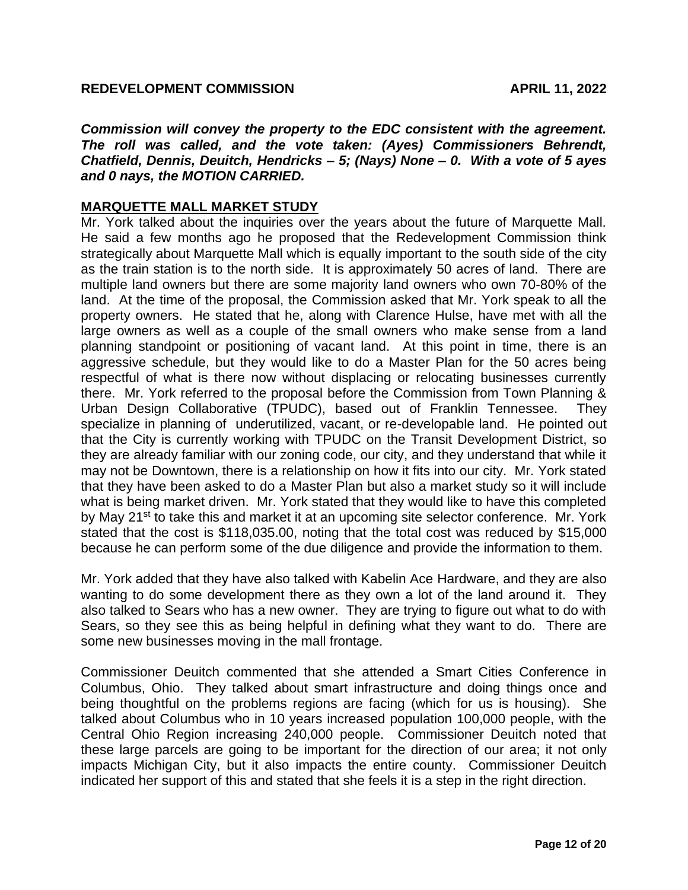***Commission will convey the property to the EDC consistent with the agreement. The roll was called, and the vote taken: (Ayes) Commissioners Behrendt, Chatfield, Dennis, Deuitch, Hendricks – 5; (Nays) None – 0. With a vote of 5 ayes and 0 nays, the MOTION CARRIED.***

## MARQUETTE MALL MARKET STUDY

Mr. York talked about the inquiries over the years about the future of Marquette Mall. He said a few months ago he proposed that the Redevelopment Commission think strategically about Marquette Mall which is equally important to the south side of the city as the train station is to the north side. It is approximately 50 acres of land. There are multiple land owners but there are some majority land owners who own 70-80% of the land. At the time of the proposal, the Commission asked that Mr. York speak to all the property owners. He stated that he, along with Clarence Hulse, have met with all the large owners as well as a couple of the small owners who make sense from a land planning standpoint or positioning of vacant land. At this point in time, there is an aggressive schedule, but they would like to do a Master Plan for the 50 acres being respectful of what is there now without displacing or relocating businesses currently there. Mr. York referred to the proposal before the Commission from Town Planning & Urban Design Collaborative (TPUDC), based out of Franklin Tennessee. They specialize in planning of underutilized, vacant, or re-developable land. He pointed out that the City is currently working with TPUDC on the Transit Development District, so they are already familiar with our zoning code, our city, and they understand that while it may not be Downtown, there is a relationship on how it fits into our city. Mr. York stated that they have been asked to do a Master Plan but also a market study so it will include what is being market driven. Mr. York stated that they would like to have this completed by May 21st to take this and market it at an upcoming site selector conference. Mr. York stated that the cost is $118,035.00, noting that the total cost was reduced by $15,000 because he can perform some of the due diligence and provide the information to them.

Mr. York added that they have also talked with Kabelin Ace Hardware, and they are also wanting to do some development there as they own a lot of the land around it. They also talked to Sears who has a new owner. They are trying to figure out what to do with Sears, so they see this as being helpful in defining what they want to do. There are some new businesses moving in the mall frontage.

Commissioner Deuitch commented that she attended a Smart Cities Conference in Columbus, Ohio. They talked about smart infrastructure and doing things once and being thoughtful on the problems regions are facing (which for us is housing). She talked about Columbus who in 10 years increased population 100,000 people, with the Central Ohio Region increasing 240,000 people. Commissioner Deuitch noted that these large parcels are going to be important for the direction of our area; it not only impacts Michigan City, but it also impacts the entire county. Commissioner Deuitch indicated her support of this and stated that she feels it is a step in the right direction.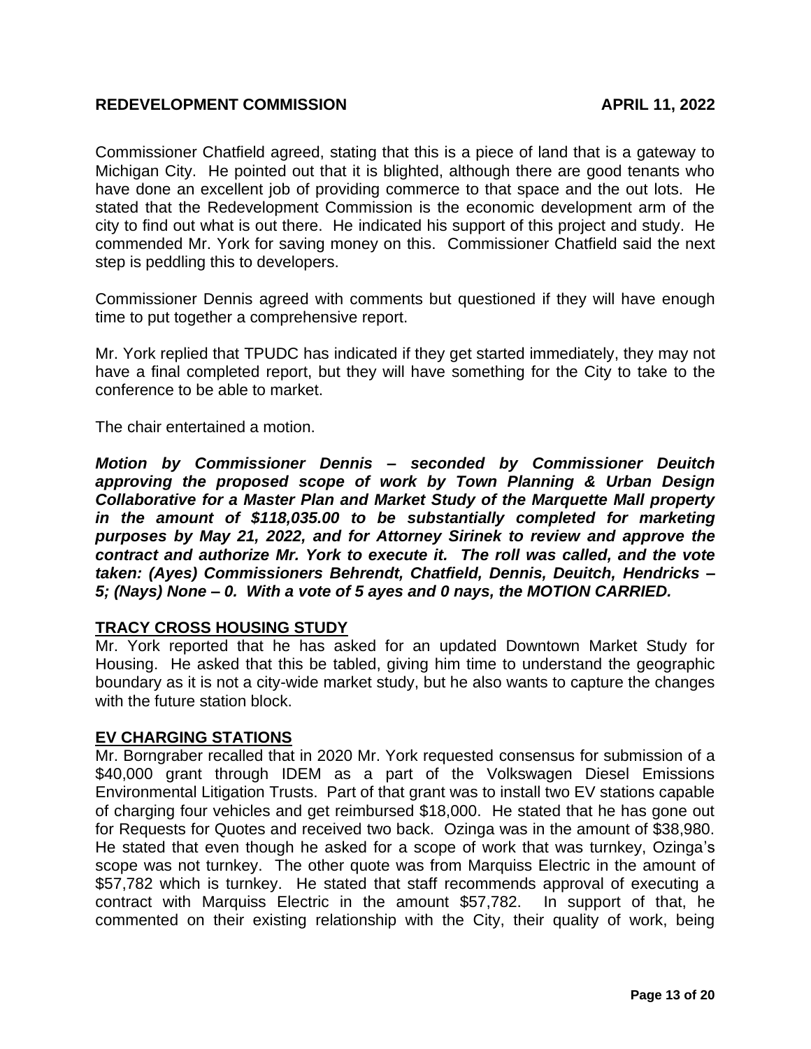Commissioner Chatfield agreed, stating that this is a piece of land that is a gateway to Michigan City. He pointed out that it is blighted, although there are good tenants who have done an excellent job of providing commerce to that space and the out lots. He stated that the Redevelopment Commission is the economic development arm of the city to find out what is out there. He indicated his support of this project and study. He commended Mr. York for saving money on this. Commissioner Chatfield said the next step is peddling this to developers.

Commissioner Dennis agreed with comments but questioned if they will have enough time to put together a comprehensive report.

Mr. York replied that TPUDC has indicated if they get started immediately, they may not have a final completed report, but they will have something for the City to take to the conference to be able to market.

The chair entertained a motion.

***Motion by Commissioner Dennis – seconded by Commissioner Deuitch approving the proposed scope of work by Town Planning & Urban Design Collaborative for a Master Plan and Market Study of the Marquette Mall property in the amount of $118,035.00 to be substantially completed for marketing purposes by May 21, 2022, and for Attorney Sirinek to review and approve the contract and authorize Mr. York to execute it. The roll was called, and the vote taken: (Ayes) Commissioners Behrendt, Chatfield, Dennis, Deuitch, Hendricks – 5; (Nays) None – 0. With a vote of 5 ayes and 0 nays, the MOTION CARRIED.***

## TRACY CROSS HOUSING STUDY

Mr. York reported that he has asked for an updated Downtown Market Study for Housing. He asked that this be tabled, giving him time to understand the geographic boundary as it is not a city-wide market study, but he also wants to capture the changes with the future station block.

## EV CHARGING STATIONS

Mr. Borngraber recalled that in 2020 Mr. York requested consensus for submission of a $40,000 grant through IDEM as a part of the Volkswagen Diesel Emissions Environmental Litigation Trusts. Part of that grant was to install two EV stations capable of charging four vehicles and get reimbursed $18,000. He stated that he has gone out for Requests for Quotes and received two back. Ozinga was in the amount of $38,980. He stated that even though he asked for a scope of work that was turnkey, Ozinga's scope was not turnkey. The other quote was from Marquiss Electric in the amount of $57,782 which is turnkey. He stated that staff recommends approval of executing a contract with Marquiss Electric in the amount $57,782. In support of that, he commented on their existing relationship with the City, their quality of work, being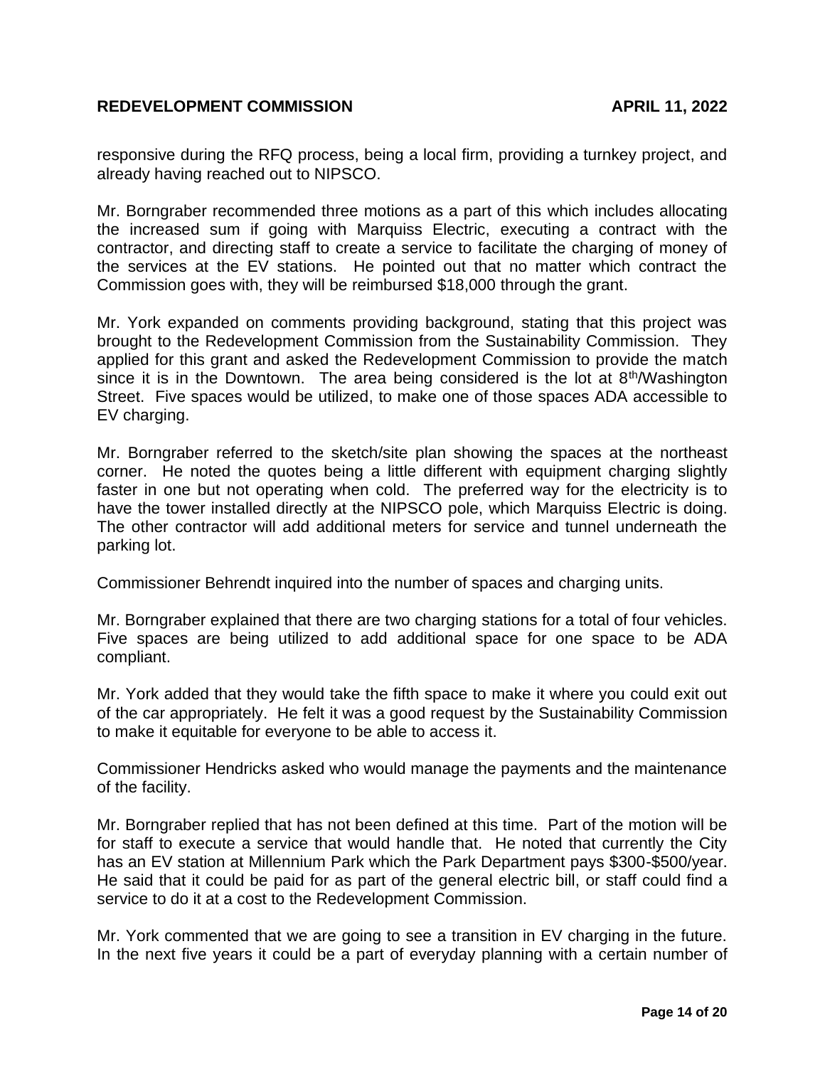responsive during the RFQ process, being a local firm, providing a turnkey project, and already having reached out to NIPSCO.

Mr. Borngraber recommended three motions as a part of this which includes allocating the increased sum if going with Marquiss Electric, executing a contract with the contractor, and directing staff to create a service to facilitate the charging of money of the services at the EV stations. He pointed out that no matter which contract the Commission goes with, they will be reimbursed $18,000 through the grant.

Mr. York expanded on comments providing background, stating that this project was brought to the Redevelopment Commission from the Sustainability Commission. They applied for this grant and asked the Redevelopment Commission to provide the match since it is in the Downtown. The area being considered is the lot at 8th/Washington Street. Five spaces would be utilized, to make one of those spaces ADA accessible to EV charging.

Mr. Borngraber referred to the sketch/site plan showing the spaces at the northeast corner. He noted the quotes being a little different with equipment charging slightly faster in one but not operating when cold. The preferred way for the electricity is to have the tower installed directly at the NIPSCO pole, which Marquiss Electric is doing. The other contractor will add additional meters for service and tunnel underneath the parking lot.

Commissioner Behrendt inquired into the number of spaces and charging units.

Mr. Borngraber explained that there are two charging stations for a total of four vehicles. Five spaces are being utilized to add additional space for one space to be ADA compliant.

Mr. York added that they would take the fifth space to make it where you could exit out of the car appropriately. He felt it was a good request by the Sustainability Commission to make it equitable for everyone to be able to access it.

Commissioner Hendricks asked who would manage the payments and the maintenance of the facility.

Mr. Borngraber replied that has not been defined at this time. Part of the motion will be for staff to execute a service that would handle that. He noted that currently the City has an EV station at Millennium Park which the Park Department pays $300-$500/year. He said that it could be paid for as part of the general electric bill, or staff could find a service to do it at a cost to the Redevelopment Commission.

Mr. York commented that we are going to see a transition in EV charging in the future. In the next five years it could be a part of everyday planning with a certain number of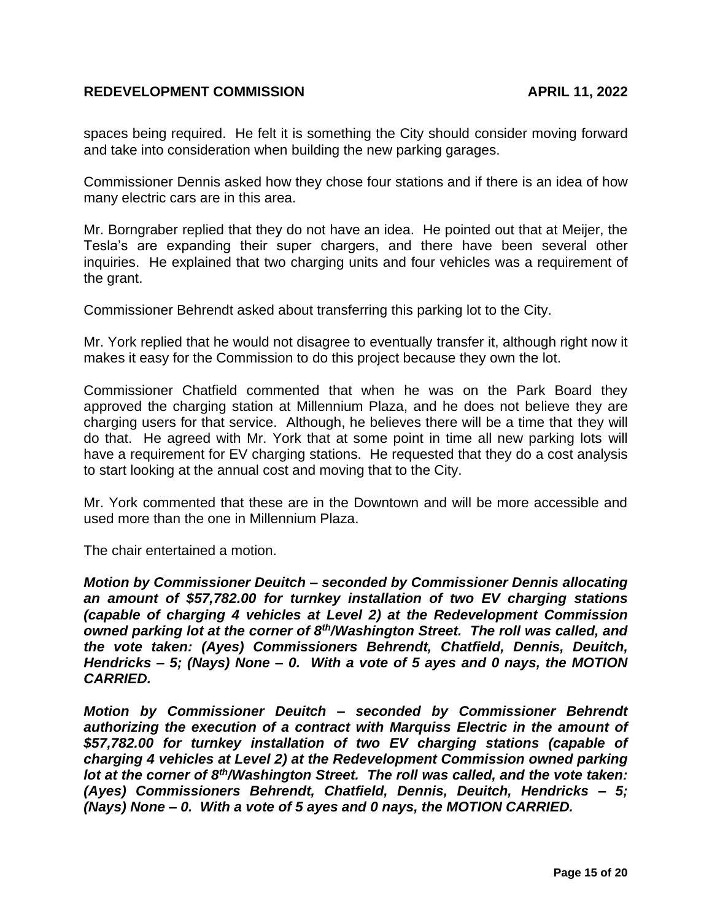spaces being required. He felt it is something the City should consider moving forward and take into consideration when building the new parking garages.

Commissioner Dennis asked how they chose four stations and if there is an idea of how many electric cars are in this area.

Mr. Borngraber replied that they do not have an idea. He pointed out that at Meijer, the Tesla's are expanding their super chargers, and there have been several other inquiries. He explained that two charging units and four vehicles was a requirement of the grant.

Commissioner Behrendt asked about transferring this parking lot to the City.

Mr. York replied that he would not disagree to eventually transfer it, although right now it makes it easy for the Commission to do this project because they own the lot.

Commissioner Chatfield commented that when he was on the Park Board they approved the charging station at Millennium Plaza, and he does not believe they are charging users for that service. Although, he believes there will be a time that they will do that. He agreed with Mr. York that at some point in time all new parking lots will have a requirement for EV charging stations. He requested that they do a cost analysis to start looking at the annual cost and moving that to the City.

Mr. York commented that these are in the Downtown and will be more accessible and used more than the one in Millennium Plaza.

The chair entertained a motion.

***Motion by Commissioner Deuitch – seconded by Commissioner Dennis allocating an amount of $57,782.00 for turnkey installation of two EV charging stations (capable of charging 4 vehicles at Level 2) at the Redevelopment Commission owned parking lot at the corner of 8th/Washington Street. The roll was called, and the vote taken: (Ayes) Commissioners Behrendt, Chatfield, Dennis, Deuitch, Hendricks – 5; (Nays) None – 0. With a vote of 5 ayes and 0 nays, the MOTION CARRIED.***

***Motion by Commissioner Deuitch – seconded by Commissioner Behrendt authorizing the execution of a contract with Marquiss Electric in the amount of $57,782.00 for turnkey installation of two EV charging stations (capable of charging 4 vehicles at Level 2) at the Redevelopment Commission owned parking lot at the corner of 8th/Washington Street. The roll was called, and the vote taken: (Ayes) Commissioners Behrendt, Chatfield, Dennis, Deuitch, Hendricks – 5; (Nays) None – 0. With a vote of 5 ayes and 0 nays, the MOTION CARRIED.***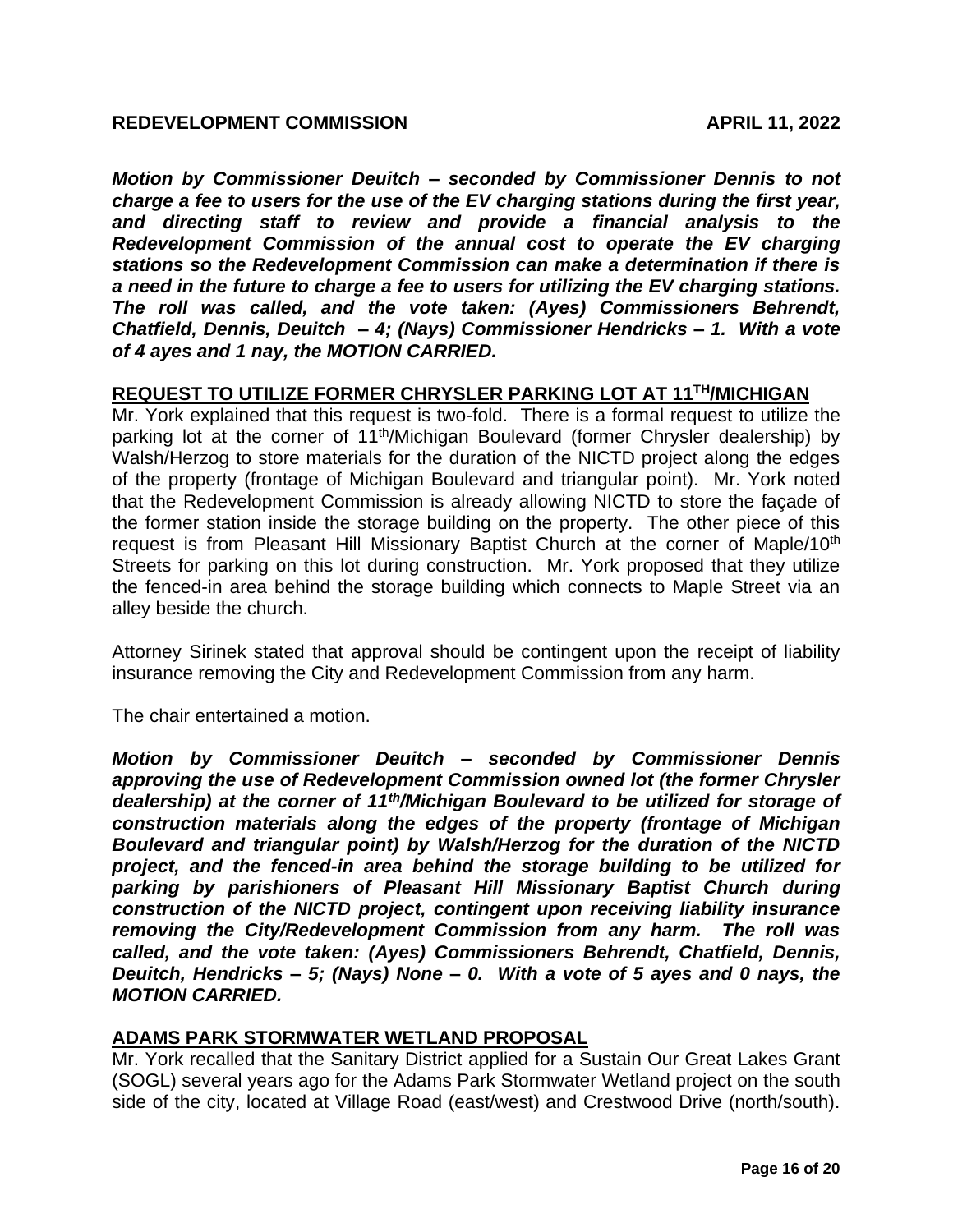*__Motion by Commissioner Deuitch – seconded by Commissioner Dennis to not charge a fee to users for the use of the EV charging stations during the first year, and directing staff to review and provide a financial analysis to the Redevelopment Commission of the annual cost to operate the EV charging stations so the Redevelopment Commission can make a determination if there is a need in the future to charge a fee to users for utilizing the EV charging stations. The roll was called, and the vote taken: (Ayes) Commissioners Behrendt, Chatfield, Dennis, Deuitch – 4; (Nays) Commissioner Hendricks – 1. With a vote of 4 ayes and 1 nay, the MOTION CARRIED.__*

## REQUEST TO UTILIZE FORMER CHRYSLER PARKING LOT AT 11TH/MICHIGAN

Mr. York explained that this request is two-fold. There is a formal request to utilize the parking lot at the corner of 11th/Michigan Boulevard (former Chrysler dealership) by Walsh/Herzog to store materials for the duration of the NICTD project along the edges of the property (frontage of Michigan Boulevard and triangular point). Mr. York noted that the Redevelopment Commission is already allowing NICTD to store the façade of the former station inside the storage building on the property. The other piece of this request is from Pleasant Hill Missionary Baptist Church at the corner of Maple/10th Streets for parking on this lot during construction. Mr. York proposed that they utilize the fenced-in area behind the storage building which connects to Maple Street via an alley beside the church.

Attorney Sirinek stated that approval should be contingent upon the receipt of liability insurance removing the City and Redevelopment Commission from any harm.

The chair entertained a motion.

*__Motion by Commissioner Deuitch – seconded by Commissioner Dennis approving the use of Redevelopment Commission owned lot (the former Chrysler dealership) at the corner of 11th/Michigan Boulevard to be utilized for storage of construction materials along the edges of the property (frontage of Michigan Boulevard and triangular point) by Walsh/Herzog for the duration of the NICTD project, and the fenced-in area behind the storage building to be utilized for parking by parishioners of Pleasant Hill Missionary Baptist Church during construction of the NICTD project, contingent upon receiving liability insurance removing the City/Redevelopment Commission from any harm. The roll was called, and the vote taken: (Ayes) Commissioners Behrendt, Chatfield, Dennis, Deuitch, Hendricks – 5; (Nays) None – 0. With a vote of 5 ayes and 0 nays, the MOTION CARRIED.__*

## ADAMS PARK STORMWATER WETLAND PROPOSAL

Mr. York recalled that the Sanitary District applied for a Sustain Our Great Lakes Grant (SOGL) several years ago for the Adams Park Stormwater Wetland project on the south side of the city, located at Village Road (east/west) and Crestwood Drive (north/south).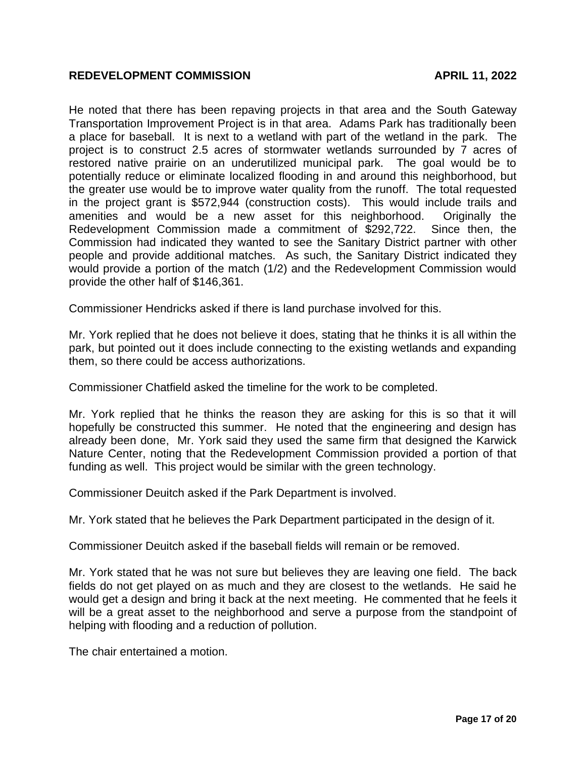He noted that there has been repaving projects in that area and the South Gateway Transportation Improvement Project is in that area. Adams Park has traditionally been a place for baseball. It is next to a wetland with part of the wetland in the park. The project is to construct 2.5 acres of stormwater wetlands surrounded by 7 acres of restored native prairie on an underutilized municipal park. The goal would be to potentially reduce or eliminate localized flooding in and around this neighborhood, but the greater use would be to improve water quality from the runoff. The total requested in the project grant is $572,944 (construction costs). This would include trails and amenities and would be a new asset for this neighborhood. Originally the Redevelopment Commission made a commitment of $292,722. Since then, the Commission had indicated they wanted to see the Sanitary District partner with other people and provide additional matches. As such, the Sanitary District indicated they would provide a portion of the match (1/2) and the Redevelopment Commission would provide the other half of $146,361.

Commissioner Hendricks asked if there is land purchase involved for this.

Mr. York replied that he does not believe it does, stating that he thinks it is all within the park, but pointed out it does include connecting to the existing wetlands and expanding them, so there could be access authorizations.

Commissioner Chatfield asked the timeline for the work to be completed.

Mr. York replied that he thinks the reason they are asking for this is so that it will hopefully be constructed this summer. He noted that the engineering and design has already been done, Mr. York said they used the same firm that designed the Karwick Nature Center, noting that the Redevelopment Commission provided a portion of that funding as well. This project would be similar with the green technology.

Commissioner Deuitch asked if the Park Department is involved.

Mr. York stated that he believes the Park Department participated in the design of it.

Commissioner Deuitch asked if the baseball fields will remain or be removed.

Mr. York stated that he was not sure but believes they are leaving one field. The back fields do not get played on as much and they are closest to the wetlands. He said he would get a design and bring it back at the next meeting. He commented that he feels it will be a great asset to the neighborhood and serve a purpose from the standpoint of helping with flooding and a reduction of pollution.

The chair entertained a motion.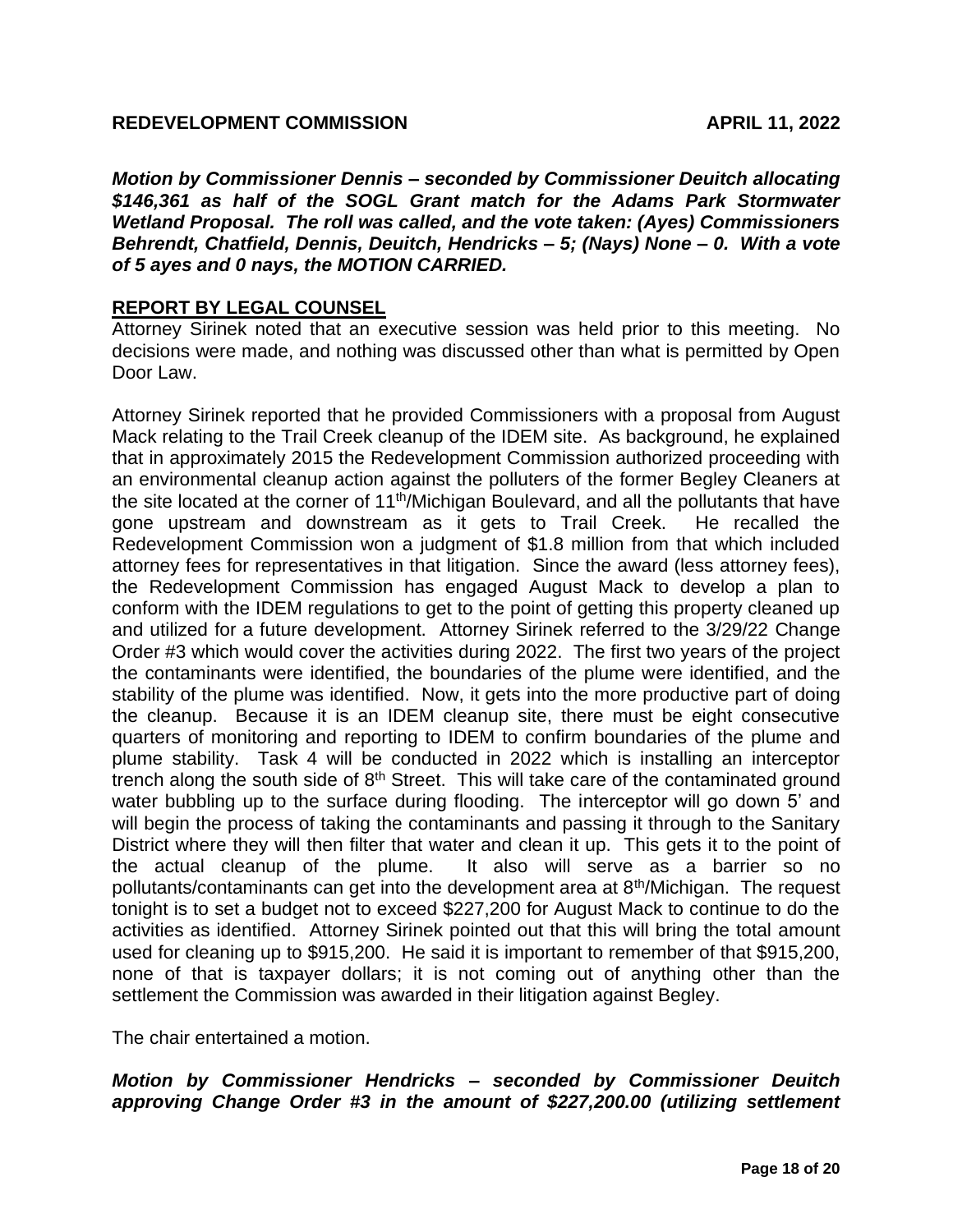***Motion by Commissioner Dennis – seconded by Commissioner Deuitch allocating \$146,361 as half of the SOGL Grant match for the Adams Park Stormwater Wetland Proposal. The roll was called, and the vote taken: (Ayes) Commissioners Behrendt, Chatfield, Dennis, Deuitch, Hendricks – 5; (Nays) None – 0. With a vote of 5 ayes and 0 nays, the MOTION CARRIED.***

**REPORT BY LEGAL COUNSEL**

Attorney Sirinek noted that an executive session was held prior to this meeting. No decisions were made, and nothing was discussed other than what is permitted by Open Door Law.

Attorney Sirinek reported that he provided Commissioners with a proposal from August Mack relating to the Trail Creek cleanup of the IDEM site. As background, he explained that in approximately 2015 the Redevelopment Commission authorized proceeding with an environmental cleanup action against the polluters of the former Begley Cleaners at the site located at the corner of 11th/Michigan Boulevard, and all the pollutants that have gone upstream and downstream as it gets to Trail Creek. He recalled the Redevelopment Commission won a judgment of \$1.8 million from that which included attorney fees for representatives in that litigation. Since the award (less attorney fees), the Redevelopment Commission has engaged August Mack to develop a plan to conform with the IDEM regulations to get to the point of getting this property cleaned up and utilized for a future development. Attorney Sirinek referred to the 3/29/22 Change Order #3 which would cover the activities during 2022. The first two years of the project the contaminants were identified, the boundaries of the plume were identified, and the stability of the plume was identified. Now, it gets into the more productive part of doing the cleanup. Because it is an IDEM cleanup site, there must be eight consecutive quarters of monitoring and reporting to IDEM to confirm boundaries of the plume and plume stability. Task 4 will be conducted in 2022 which is installing an interceptor trench along the south side of 8th Street. This will take care of the contaminated ground water bubbling up to the surface during flooding. The interceptor will go down 5' and will begin the process of taking the contaminants and passing it through to the Sanitary District where they will then filter that water and clean it up. This gets it to the point of the actual cleanup of the plume. It also will serve as a barrier so no pollutants/contaminants can get into the development area at 8th/Michigan. The request tonight is to set a budget not to exceed \$227,200 for August Mack to continue to do the activities as identified. Attorney Sirinek pointed out that this will bring the total amount used for cleaning up to \$915,200. He said it is important to remember of that \$915,200, none of that is taxpayer dollars; it is not coming out of anything other than the settlement the Commission was awarded in their litigation against Begley.

The chair entertained a motion.

***Motion by Commissioner Hendricks – seconded by Commissioner Deuitch approving Change Order #3 in the amount of \$227,200.00 (utilizing settlement***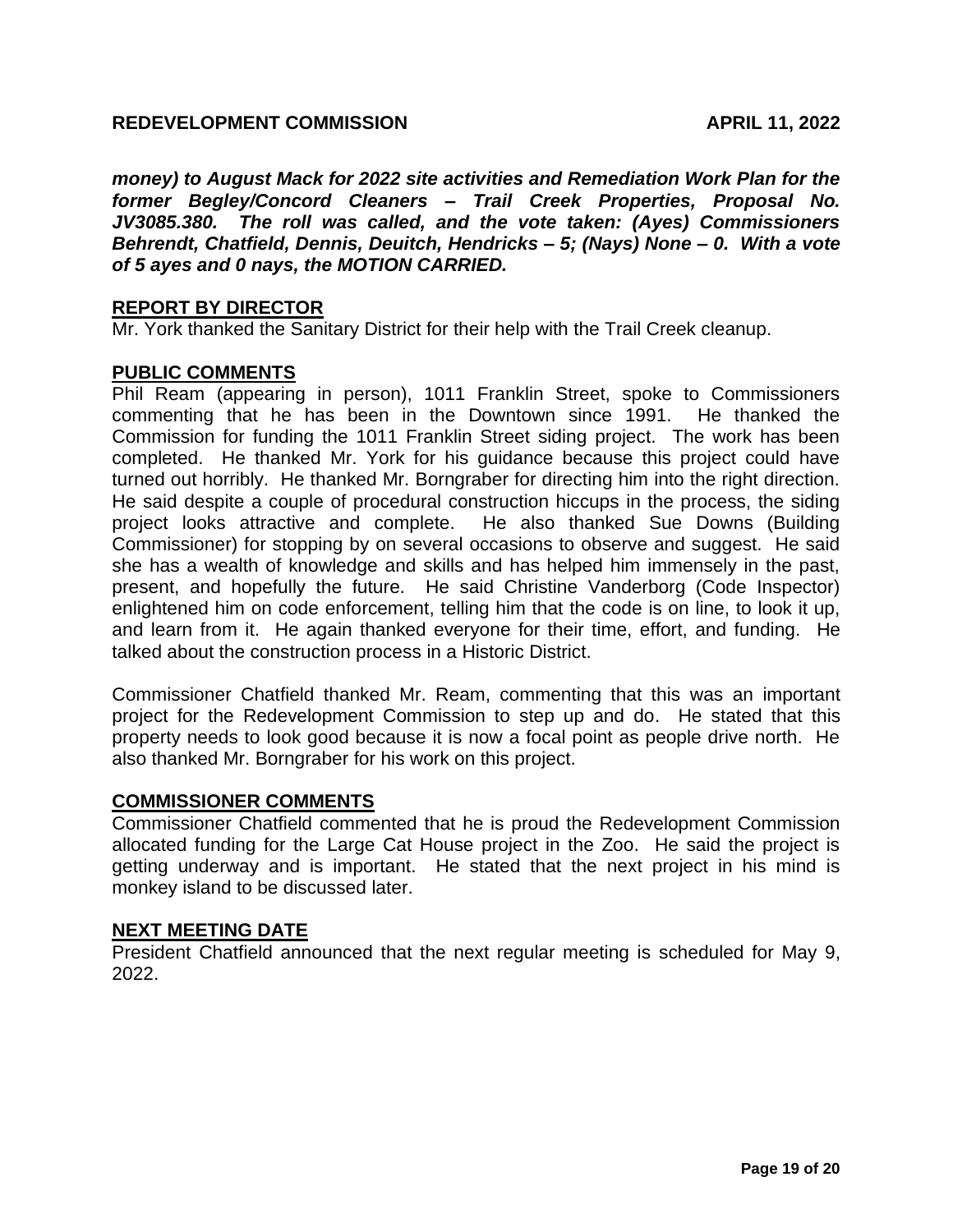***money) to August Mack for 2022 site activities and Remediation Work Plan for the former Begley/Concord Cleaners – Trail Creek Properties, Proposal No. JV3085.380. The roll was called, and the vote taken: (Ayes) Commissioners Behrendt, Chatfield, Dennis, Deuitch, Hendricks – 5; (Nays) None – 0. With a vote of 5 ayes and 0 nays, the MOTION CARRIED.***

## REPORT BY DIRECTOR

Mr. York thanked the Sanitary District for their help with the Trail Creek cleanup.

## PUBLIC COMMENTS

Phil Ream (appearing in person), 1011 Franklin Street, spoke to Commissioners commenting that he has been in the Downtown since 1991. He thanked the Commission for funding the 1011 Franklin Street siding project. The work has been completed. He thanked Mr. York for his guidance because this project could have turned out horribly. He thanked Mr. Borngraber for directing him into the right direction. He said despite a couple of procedural construction hiccups in the process, the siding project looks attractive and complete. He also thanked Sue Downs (Building Commissioner) for stopping by on several occasions to observe and suggest. He said she has a wealth of knowledge and skills and has helped him immensely in the past, present, and hopefully the future. He said Christine Vanderborg (Code Inspector) enlightened him on code enforcement, telling him that the code is on line, to look it up, and learn from it. He again thanked everyone for their time, effort, and funding. He talked about the construction process in a Historic District.

Commissioner Chatfield thanked Mr. Ream, commenting that this was an important project for the Redevelopment Commission to step up and do. He stated that this property needs to look good because it is now a focal point as people drive north. He also thanked Mr. Borngraber for his work on this project.

## COMMISSIONER COMMENTS

Commissioner Chatfield commented that he is proud the Redevelopment Commission allocated funding for the Large Cat House project in the Zoo. He said the project is getting underway and is important. He stated that the next project in his mind is monkey island to be discussed later.

## NEXT MEETING DATE

President Chatfield announced that the next regular meeting is scheduled for May 9, 2022.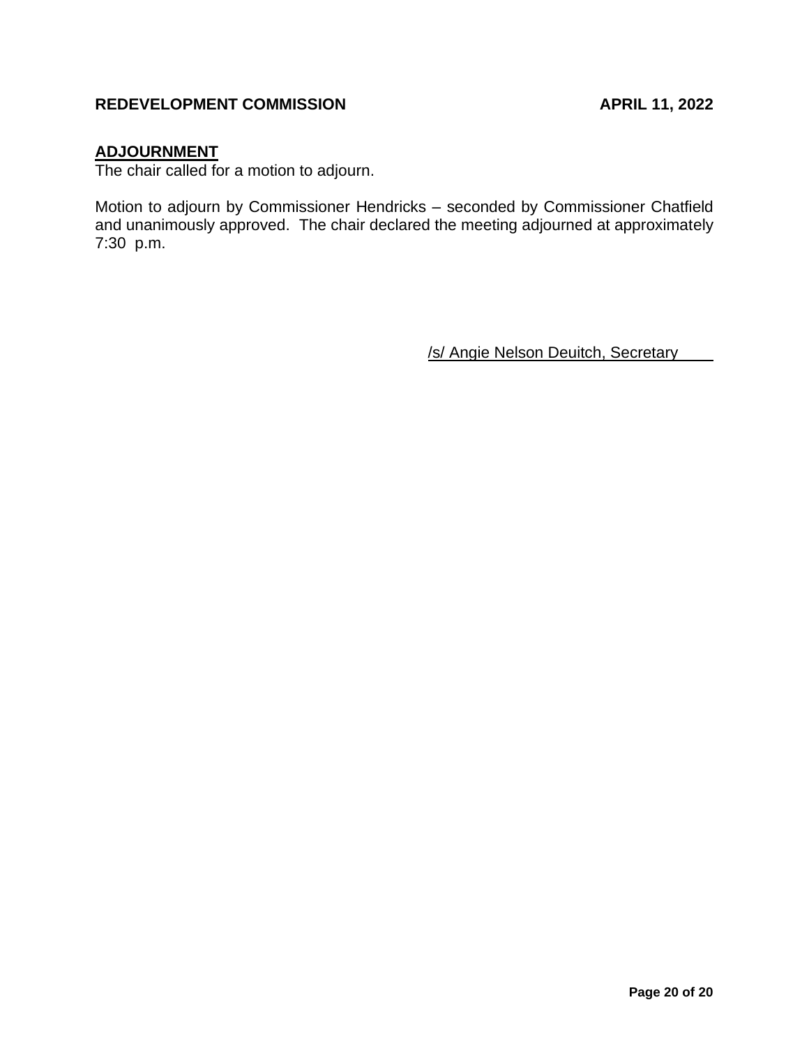## ADJOURNMENT

The chair called for a motion to adjourn.

Motion to adjourn by Commissioner Hendricks – seconded by Commissioner Chatfield and unanimously approved. The chair declared the meeting adjourned at approximately 7:30 p.m.

/s/ Angie Nelson Deuitch, Secretary